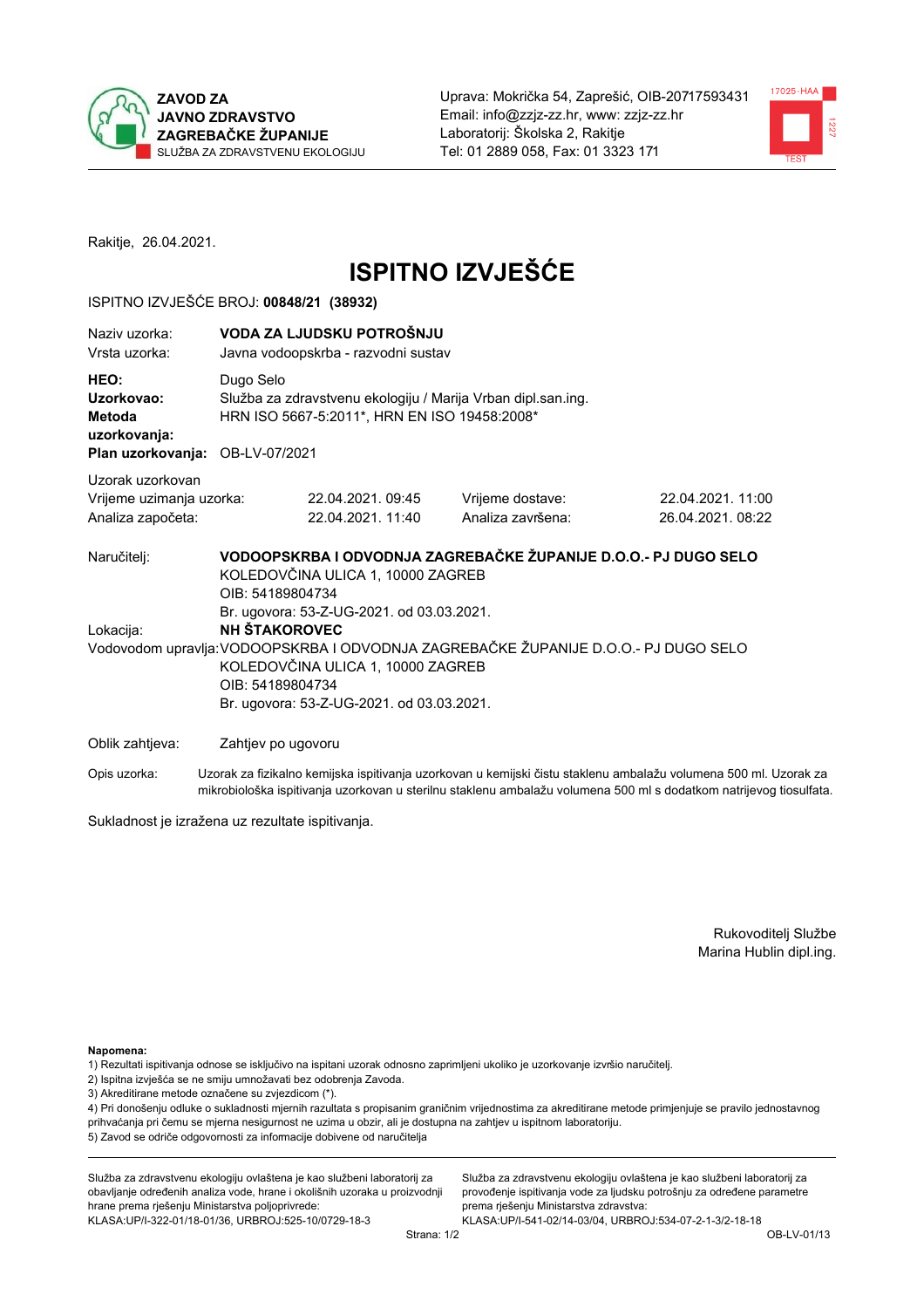**ZAVOD ZA JAVNO ZDRAVSTVO ZAGREBAČKE ŽUPANIJE**
SLUŽBA ZA ZDRAVSTVENU EKOLOGIJU

Uprava: Mokrička 54, Zaprešić, OIB-20717593431
Email: info@zzjz-zz.hr, www: zzjz-zz.hr
Laboratorij: Školska 2, Rakitje
Tel: 01 2889 058, Fax: 01 3323 171

Rakitje, 26.04.2021.

# ISPITNO IZVJEŠĆE

ISPITNO IZVJEŠĆE BROJ: **00848/21 (38932)**

Naziv uzorka: **VODA ZA LJUDSKU POTROŠNJU**
Vrsta uzorka: Javna vodoopskrba - razvodni sustav

**HEO:** Dugo Selo
**Uzorkovao:** Služba za zdravstvenu ekologiju / Marija Vrban dipl.san.ing.
**Metoda uzorkovanja:** HRN ISO 5667-5:2011*, HRN EN ISO 19458:2008*
**Plan uzorkovanja:** OB-LV-07/2021

Uzorak uzorkovan

| | | | |
|---|---|---|---|
| Vrijeme uzimanja uzorka: | 22.04.2021. 09:45 | Vrijeme dostave: | 22.04.2021. 11:00 |
| Analiza započeta: | 22.04.2021. 11:40 | Analiza završena: | 26.04.2021. 08:22 |

Naručitelj: **VODOOPSKRBA I ODVODNJA ZAGREBAČKE ŽUPANIJE D.O.O.- PJ DUGO SELO**
KOLEDOVČINA ULICA 1, 10000 ZAGREB
OIB: 54189804734
Br. ugovora: 53-Z-UG-2021. od 03.03.2021.

Lokacija: **NH ŠTAKOROVEC**

Vodovodom upravlja: VODOOPSKRBA I ODVODNJA ZAGREBAČKE ŽUPANIJE D.O.O.- PJ DUGO SELO
KOLEDOVČINA ULICA 1, 10000 ZAGREB
OIB: 54189804734
Br. ugovora: 53-Z-UG-2021. od 03.03.2021.

Oblik zahtjeva: Zahtjev po ugovoru

Opis uzorka: Uzorak za fizikalno kemijska ispitivanja uzorkovan u kemijski čistu staklenu ambalažu volumena 500 ml. Uzorak za mikrobiološka ispitivanja uzorkovan u sterilnu staklenu ambalažu volumena 500 ml s dodatkom natrijevog tiosulfata.

Sukladnost je izražena uz rezultate ispitivanja.

Rukovoditelj Službe
Marina Hublin dipl.ing.

**Napomena:**
1) Rezultati ispitivanja odnose se isključivo na ispitani uzorak odnosno zaprimljeni ukoliko je uzorkovanje izvršio naručitelj.
2) Ispitna izvješća se ne smiju umnožavati bez odobrenja Zavoda.
3) Akreditirane metode označene su zvjezdicom (*).
4) Pri donošenju odluke o sukladnosti mjernih razultata s propisanim graničnim vrijednostima za akreditirane metode primjenjuje se pravilo jednostavnog prihvaćanja pri čemu se mjerna nesigurnost ne uzima u obzir, ali je dostupna na zahtjev u ispitnom laboratoriju.
5) Zavod se odriče odgovornosti za informacije dobivene od naručitelja

Služba za zdravstvenu ekologiju ovlaštena je kao službeni laboratorij za obavljanje određenih analiza vode, hrane i okolišnih uzoraka u proizvodnji hrane prema rješenju Ministarstva poljoprivrede: KLASA:UP/I-322-01/18-01/36, URBROJ:525-10/0729-18-3

Služba za zdravstvenu ekologiju ovlaštena je kao službeni laboratorij za provođenje ispitivanja vode za ljudsku potrošnju za određene parametre prema rješenju Ministarstva zdravstva: KLASA:UP/I-541-02/14-03/04, URBROJ:534-07-2-1-3/2-18-18

OB-LV-01/13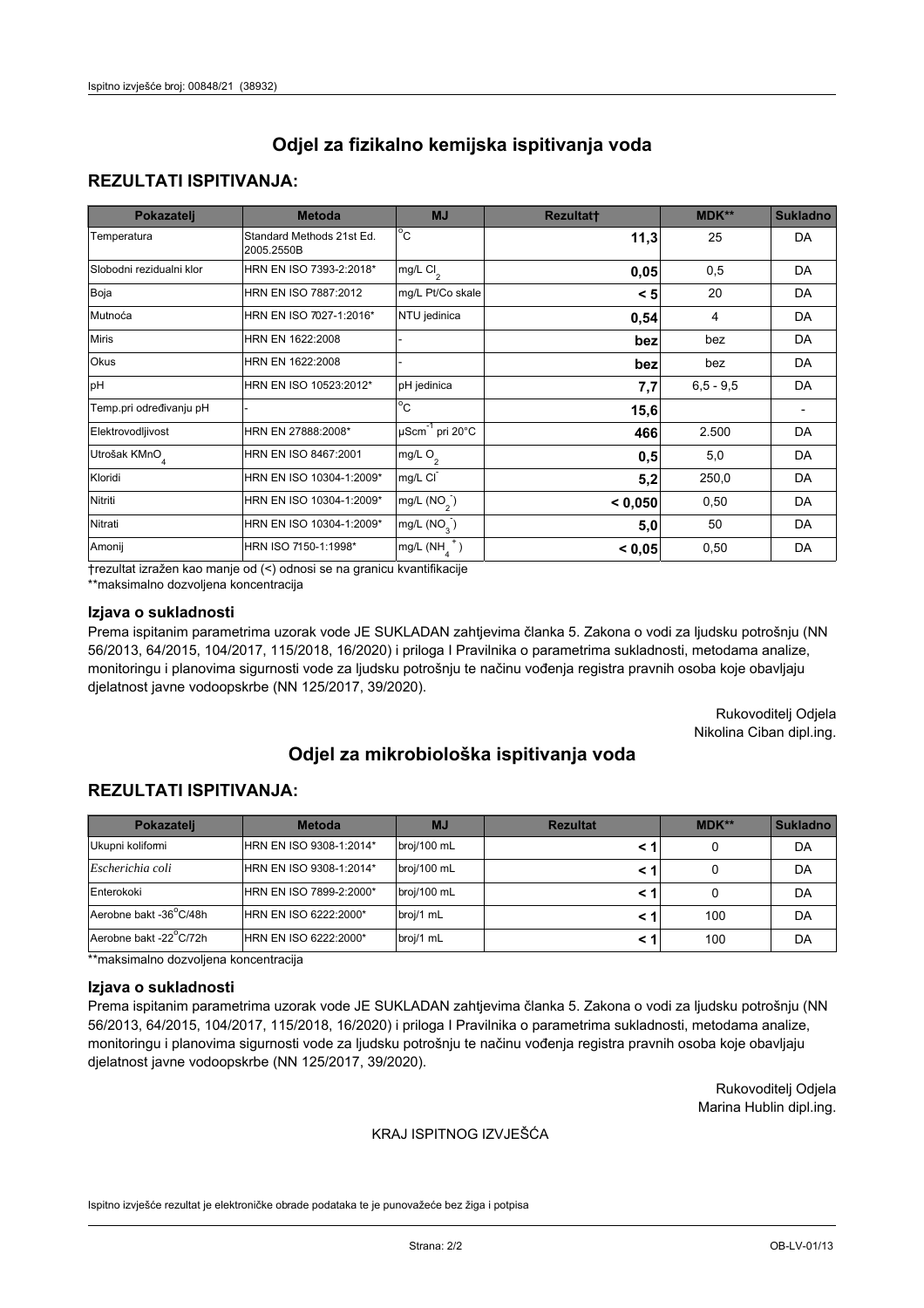## Odjel za fizikalno kemijska ispitivanja voda

### REZULTATI ISPITIVANJA:

| Pokazatelj | Metoda | MJ | Rezultat† | MDK** | Sukladno |
|---|---|---|---|---|---|
| Temperatura | Standard Methods 21st Ed. 2005.2550B | °C | **11,3** | 25 | DA |
| Slobodni rezidualni klor | HRN EN ISO 7393-2:2018* | mg/L $Cl_2$ | **0,05** | 0,5 | DA |
| Boja | HRN EN ISO 7887:2012 | mg/L Pt/Co skale | **< 5** | 20 | DA |
| Mutnoća | HRN EN ISO 7027-1:2016* | NTU jedinica | **0,54** | 4 | DA |
| Miris | HRN EN 1622:2008 | - | **bez** | bez | DA |
| Okus | HRN EN 1622:2008 | - | **bez** | bez | DA |
| pH | HRN EN ISO 10523:2012* | pH jedinica | **7,7** | 6,5 - 9,5 | DA |
| Temp.pri određivanju pH | - | °C | **15,6** | | - |
| Elektrovodljivost | HRN EN 27888:2008* | $\mu Scm^{-1}$ pri 20°C | **466** | 2.500 | DA |
| Utrošak $KMnO_4$ | HRN EN ISO 8467:2001 | mg/L $O_2$ | **0,5** | 5,0 | DA |
| Kloridi | HRN EN ISO 10304-1:2009* | mg/L $Cl^-$ | **5,2** | 250,0 | DA |
| Nitriti | HRN EN ISO 10304-1:2009* | mg/L $(NO_2^-)$ | **< 0,050** | 0,50 | DA |
| Nitrati | HRN EN ISO 10304-1:2009* | mg/L $(NO_3^-)$ | **5,0** | 50 | DA |
| Amonij | HRN ISO 7150-1:1998* | mg/L $(NH_4^+)$ | **< 0,05** | 0,50 | DA |

†rezultat izražen kao manje od (<) odnosi se na granicu kvantifikacije

**maksimalno dozvoljena koncentracija

### Izjava o sukladnosti

Prema ispitanim parametrima uzorak vode JE SUKLADAN zahtjevima članka 5. Zakona o vodi za ljudsku potrošnju (NN 56/2013, 64/2015, 104/2017, 115/2018, 16/2020) i priloga I Pravilnika o parametrima sukladnosti, metodama analize, monitoringu i planovima sigurnosti vode za ljudsku potrošnju te načinu vođenja registra pravnih osoba koje obavljaju djelatnost javne vodoopskrbe (NN 125/2017, 39/2020).

Rukovoditelj Odjela
Nikolina Ciban dipl.ing.

## Odjel za mikrobiološka ispitivanja voda

### REZULTATI ISPITIVANJA:

| Pokazatelj | Metoda | MJ | Rezultat | MDK** | Sukladno |
|---|---|---|---|---|---|
| Ukupni koliformi | HRN EN ISO 9308-1:2014* | broj/100 mL | **< 1** | 0 | DA |
| *Escherichia coli* | HRN EN ISO 9308-1:2014* | broj/100 mL | **< 1** | 0 | DA |
| Enterokoki | HRN EN ISO 7899-2:2000* | broj/100 mL | **< 1** | 0 | DA |
| Aerobne bakt -36°C/48h | HRN EN ISO 6222:2000* | broj/1 mL | **< 1** | 100 | DA |
| Aerobne bakt -22°C/72h | HRN EN ISO 6222:2000* | broj/1 mL | **< 1** | 100 | DA |

**maksimalno dozvoljena koncentracija

### Izjava o sukladnosti

Prema ispitanim parametrima uzorak vode JE SUKLADAN zahtjevima članka 5. Zakona o vodi za ljudsku potrošnju (NN 56/2013, 64/2015, 104/2017, 115/2018, 16/2020) i priloga I Pravilnika o parametrima sukladnosti, metodama analize, monitoringu i planovima sigurnosti vode za ljudsku potrošnju te načinu vođenja registra pravnih osoba koje obavljaju djelatnost javne vodoopskrbe (NN 125/2017, 39/2020).

Rukovoditelj Odjela
Marina Hublin dipl.ing.

KRAJ ISPITNOG IZVJEŠĆA

Ispitno izvješće rezultat je elektroničke obrade podataka te je punovažeće bez žiga i potpisa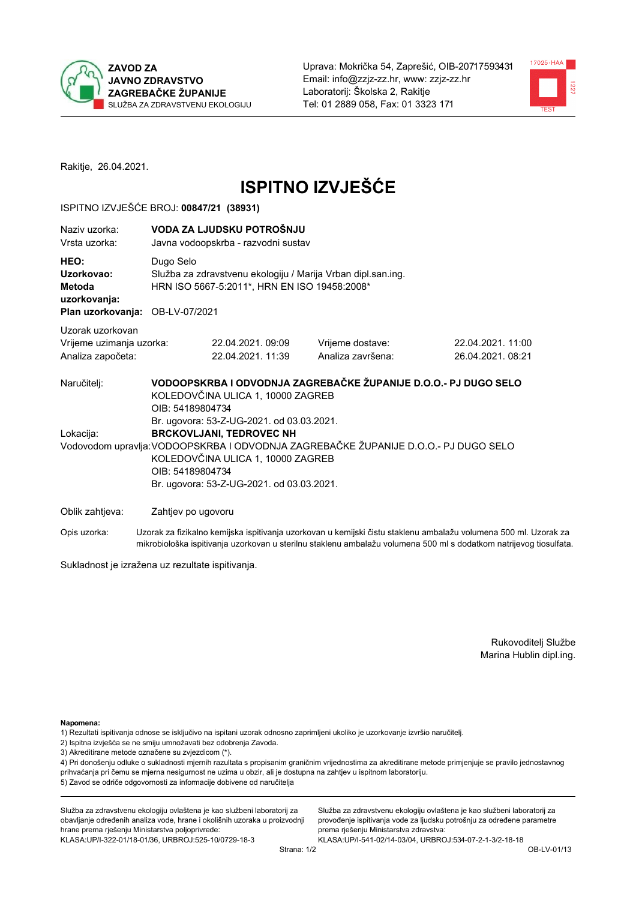**ZAVOD ZA JAVNO ZDRAVSTVO ZAGREBAČKE ŽUPANIJE**
SLUŽBA ZA ZDRAVSTVENU EKOLOGIJU

Uprava: Mokrička 54, Zaprešić, OIB-20717593431
Email: info@zzjz-zz.hr, www: zzjz-zz.hr
Laboratorij: Školska 2, Rakitje
Tel: 01 2889 058, Fax: 01 3323 171

Rakitje, 26.04.2021.

# ISPITNO IZVJEŠĆE

ISPITNO IZVJEŠĆE BROJ: **00847/21 (38931)**

Naziv uzorka: **VODA ZA LJUDSKU POTROŠNJU**
Vrsta uzorka: Javna vodoopskrba - razvodni sustav

**HEO:** Dugo Selo
**Uzorkovao:** Služba za zdravstvenu ekologiju / Marija Vrban dipl.san.ing.
**Metoda uzorkovanja:** HRN ISO 5667-5:2011*, HRN EN ISO 19458:2008*
**Plan uzorkovanja:** OB-LV-07/2021

Uzorak uzorkovan

| | | | |
|---|---|---|---|
| Vrijeme uzimanja uzorka: | 22.04.2021. 09:09 | Vrijeme dostave: | 22.04.2021. 11:00 |
| Analiza započeta: | 22.04.2021. 11:39 | Analiza završena: | 26.04.2021. 08:21 |

Naručitelj: **VODOOPSKRBA I ODVODNJA ZAGREBAČKE ŽUPANIJE D.O.O.- PJ DUGO SELO**
KOLEDOVČINA ULICA 1, 10000 ZAGREB
OIB: 54189804734
Br. ugovora: 53-Z-UG-2021. od 03.03.2021.

Lokacija: **BRCKOVLJANI, TEDROVEC NH**

Vodovodom upravlja: VODOOPSKRBA I ODVODNJA ZAGREBAČKE ŽUPANIJE D.O.O.- PJ DUGO SELO
KOLEDOVČINA ULICA 1, 10000 ZAGREB
OIB: 54189804734
Br. ugovora: 53-Z-UG-2021. od 03.03.2021.

Oblik zahtjeva: Zahtjev po ugovoru

Opis uzorka: Uzorak za fizikalno kemijska ispitivanja uzorkovan u kemijski čistu staklenu ambalažu volumena 500 ml. Uzorak za mikrobiološka ispitivanja uzorkovan u sterilnu staklenu ambalažu volumena 500 ml s dodatkom natrijevog tiosulfata.

Sukladnost je izražena uz rezultate ispitivanja.

Rukovoditelj Službe
Marina Hublin dipl.ing.

**Napomena:**
1) Rezultati ispitivanja odnose se isključivo na ispitani uzorak odnosno zaprimljeni ukoliko je uzorkovanje izvršio naručitelj.
2) Ispitna izvješća se ne smiju umnožavati bez odobrenja Zavoda.
3) Akreditirane metode označene su zvjezdicom (*).
4) Pri donošenju odluke o sukladnosti mjernih razultata s propisanim graničnim vrijednostima za akreditirane metode primjenjuje se pravilo jednostavnog prihvaćanja pri čemu se mjerna nesigurnost ne uzima u obzir, ali je dostupna na zahtjev u ispitnom laboratoriju.
5) Zavod se odriče odgovornosti za informacije dobivene od naručitelja

Služba za zdravstvenu ekologiju ovlaštena je kao službeni laboratorij za obavljanje određenih analiza vode, hrane i okolišnih uzoraka u proizvodnji hrane prema rješenju Ministarstva poljoprivrede: KLASA:UP/I-322-01/18-01/36, URBROJ:525-10/0729-18-3

Služba za zdravstvenu ekologiju ovlaštena je kao službeni laboratorij za provođenje ispitivanja vode za ljudsku potrošnju za određene parametre prema rješenju Ministarstva zdravstva: KLASA:UP/I-541-02/14-03/04, URBROJ:534-07-2-1-3/2-18-18

OB-LV-01/13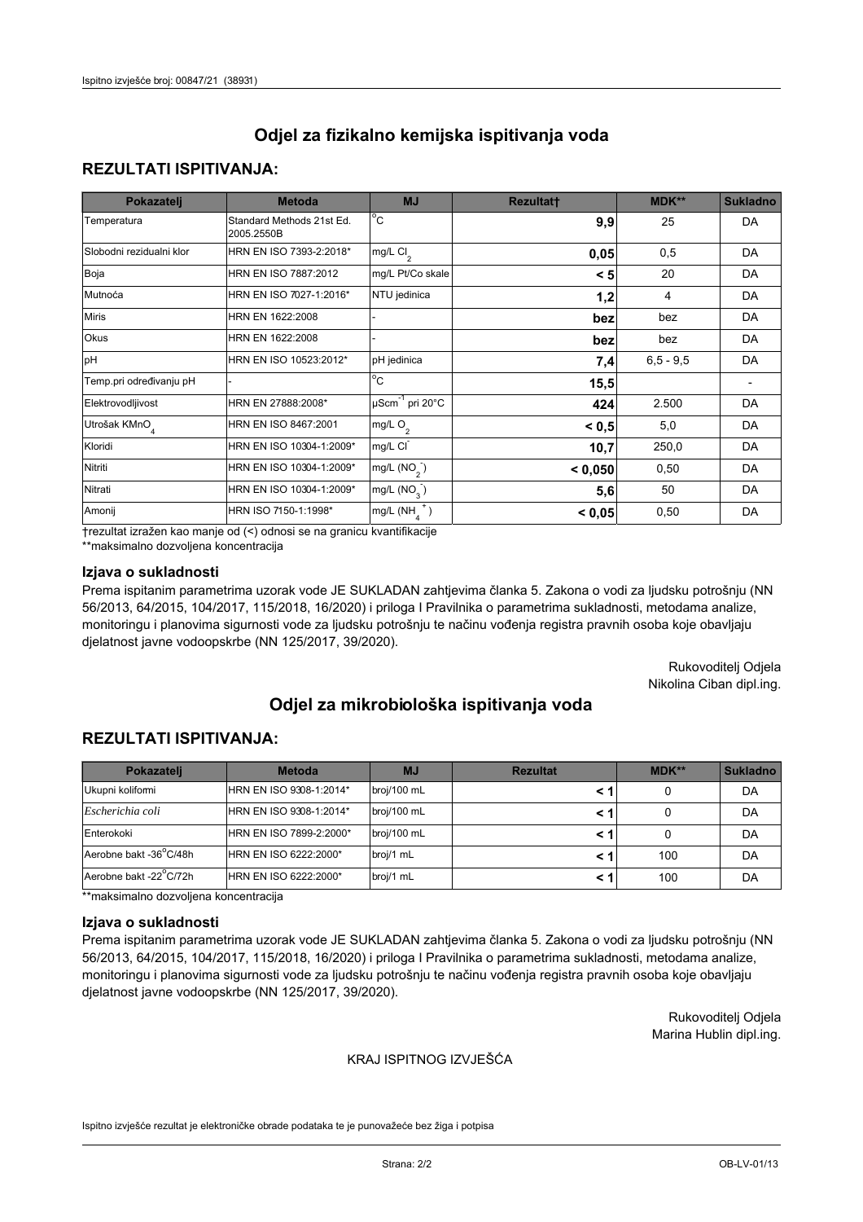# Odjel za fizikalno kemijska ispitivanja voda

## REZULTATI ISPITIVANJA:

| Pokazatelj | Metoda | MJ | Rezultat† | MDK** | Sukladno |
|---|---|---|---|---|---|
| Temperatura | Standard Methods 21st Ed. 2005.2550B | °C | **9,9** | 25 | DA |
| Slobodni rezidualni klor | HRN EN ISO 7393-2:2018* | mg/L $Cl_2$ | **0,05** | 0,5 | DA |
| Boja | HRN EN ISO 7887:2012 | mg/L Pt/Co skale | **< 5** | 20 | DA |
| Mutnoća | HRN EN ISO 7027-1:2016* | NTU jedinica | **1,2** | 4 | DA |
| Miris | HRN EN 1622:2008 | - | **bez** | bez | DA |
| Okus | HRN EN 1622:2008 | - | **bez** | bez | DA |
| pH | HRN EN ISO 10523:2012* | pH jedinica | **7,4** | 6,5 - 9,5 | DA |
| Temp.pri određivanju pH | - | °C | **15,5** | | - |
| Elektrovodljivost | HRN EN 27888:2008* | $\mu Scm^{-1}$ pri 20°C | **424** | 2.500 | DA |
| Utrošak $KMnO_4$ | HRN EN ISO 8467:2001 | mg/L $O_2$ | **< 0,5** | 5,0 | DA |
| Kloridi | HRN EN ISO 10304-1:2009* | mg/L $Cl^-$ | **10,7** | 250,0 | DA |
| Nitriti | HRN EN ISO 10304-1:2009* | mg/L ($NO_2^-$) | **< 0,050** | 0,50 | DA |
| Nitrati | HRN EN ISO 10304-1:2009* | mg/L ($NO_3^-$) | **5,6** | 50 | DA |
| Amonij | HRN ISO 7150-1:1998* | mg/L ($NH_4^+$) | **< 0,05** | 0,50 | DA |

†rezultat izražen kao manje od (<) odnosi se na granicu kvantifikacije

**maksimalno dozvoljena koncentracija

### Izjava o sukladnosti

Prema ispitanim parametrima uzorak vode JE SUKLADAN zahtjevima članka 5. Zakona o vodi za ljudsku potrošnju (NN 56/2013, 64/2015, 104/2017, 115/2018, 16/2020) i priloga I Pravilnika o parametrima sukladnosti, metodama analize, monitoringu i planovima sigurnosti vode za ljudsku potrošnju te načinu vođenja registra pravnih osoba koje obavljaju djelatnost javne vodoopskrbe (NN 125/2017, 39/2020).

Rukovoditelj Odjela
Nikolina Ciban dipl.ing.

# Odjel za mikrobiološka ispitivanja voda

## REZULTATI ISPITIVANJA:

| Pokazatelj | Metoda | MJ | Rezultat | MDK** | Sukladno |
|---|---|---|---|---|---|
| Ukupni koliformi | HRN EN ISO 9308-1:2014* | broj/100 mL | **< 1** | 0 | DA |
| *Escherichia coli* | HRN EN ISO 9308-1:2014* | broj/100 mL | **< 1** | 0 | DA |
| Enterokoki | HRN EN ISO 7899-2:2000* | broj/100 mL | **< 1** | 0 | DA |
| Aerobne bakt -36°C/48h | HRN EN ISO 6222:2000* | broj/1 mL | **< 1** | 100 | DA |
| Aerobne bakt -22°C/72h | HRN EN ISO 6222:2000* | broj/1 mL | **< 1** | 100 | DA |

**maksimalno dozvoljena koncentracija

### Izjava o sukladnosti

Prema ispitanim parametrima uzorak vode JE SUKLADAN zahtjevima članka 5. Zakona o vodi za ljudsku potrošnju (NN 56/2013, 64/2015, 104/2017, 115/2018, 16/2020) i priloga I Pravilnika o parametrima sukladnosti, metodama analize, monitoringu i planovima sigurnosti vode za ljudsku potrošnju te načinu vođenja registra pravnih osoba koje obavljaju djelatnost javne vodoopskrbe (NN 125/2017, 39/2020).

Rukovoditelj Odjela
Marina Hublin dipl.ing.

KRAJ ISPITNOG IZVJEŠĆA

Ispitno izvješće rezultat je elektroničke obrade podataka te je punovažeće bez žiga i potpisa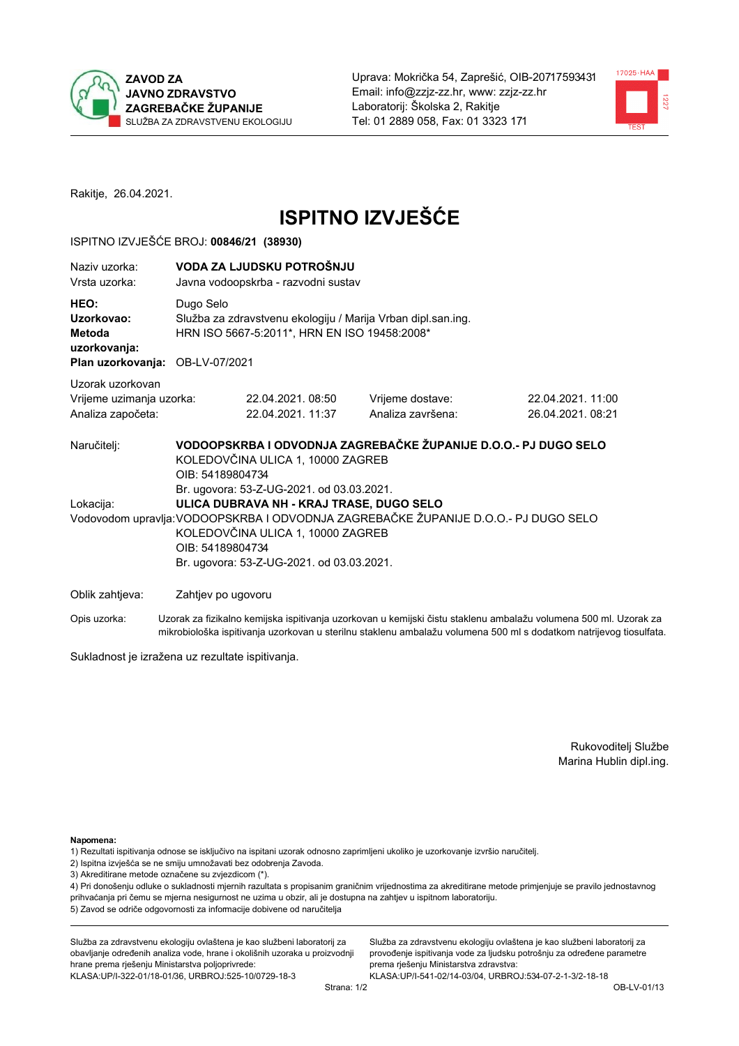ZAVOD ZA JAVNO ZDRAVSTVO ZAGREBAČKE ŽUPANIJE
SLUŽBA ZA ZDRAVSTVENU EKOLOGIJU

Uprava: Mokrička 54, Zaprešić, OIB-20717593431
Email: info@zzjz-zz.hr, www: zzjz-zz.hr
Laboratorij: Školska 2, Rakitje
Tel: 01 2889 058, Fax: 01 3323 171

Rakitje, 26.04.2021.

# ISPITNO IZVJEŠĆE

ISPITNO IZVJEŠĆE BROJ: **00846/21 (38930)**

| | |
|---|---|
| Naziv uzorka: | **VODA ZA LJUDSKU POTROŠNJU** |
| Vrsta uzorka: | Javna vodoopskrba - razvodni sustav |
| **HEO:** | Dugo Selo |
| **Uzorkovao:** | Služba za zdravstvenu ekologiju / Marija Vrban dipl.san.ing. |
| **Metoda uzorkovanja:** | HRN ISO 5667-5:2011*, HRN EN ISO 19458:2008* |
| **Plan uzorkovanja:** | OB-LV-07/2021 |

Uzorak uzorkovan

| | | | |
|---|---|---|---|
| Vrijeme uzimanja uzorka: | 22.04.2021. 08:50 | Vrijeme dostave: | 22.04.2021. 11:00 |
| Analiza započeta: | 22.04.2021. 11:37 | Analiza završena: | 26.04.2021. 08:21 |

Naručitelj: **VODOOPSKRBA I ODVODNJA ZAGREBAČKE ŽUPANIJE D.O.O.- PJ DUGO SELO**
KOLEDOVČINA ULICA 1, 10000 ZAGREB
OIB: 54189804734
Br. ugovora: 53-Z-UG-2021. od 03.03.2021.

Lokacija: **ULICA DUBRAVA NH - KRAJ TRASE, DUGO SELO**

Vodovodom upravlja: VODOOPSKRBA I ODVODNJA ZAGREBAČKE ŽUPANIJE D.O.O.- PJ DUGO SELO
KOLEDOVČINA ULICA 1, 10000 ZAGREB
OIB: 54189804734
Br. ugovora: 53-Z-UG-2021. od 03.03.2021.

Oblik zahtjeva: Zahtjev po ugovoru

Opis uzorka: Uzorak za fizikalno kemijska ispitivanja uzorkovan u kemijski čistu staklenu ambalažu volumena 500 ml. Uzorak za mikrobiološka ispitivanja uzorkovan u sterilnu staklenu ambalažu volumena 500 ml s dodatkom natrijevog tiosulfata.

Sukladnost je izražena uz rezultate ispitivanja.

Rukovoditelj Službe
Marina Hublin dipl.ing.

**Napomena:**
1) Rezultati ispitivanja odnose se isključivo na ispitani uzorak odnosno zaprimljeni ukoliko je uzorkovanje izvršio naručitelj.
2) Ispitna izvješća se ne smiju umnožavati bez odobrenja Zavoda.
3) Akreditirane metode označene su zvjezdicom (*).
4) Pri donošenju odluke o sukladnosti mjernih razultata s propisanim graničnim vrijednostima za akreditirane metode primjenjuje se pravilo jednostavnog prihvaćanja pri čemu se mjerna nesigurnost ne uzima u obzir, ali je dostupna na zahtjev u ispitnom laboratoriju.
5) Zavod se odriče odgovornosti za informacije dobivene od naručitelja

Služba za zdravstvenu ekologiju ovlaštena je kao službeni laboratorij za obavljanje određenih analiza vode, hrane i okolišnih uzoraka u proizvodnji hrane prema rješenju Ministarstva poljoprivrede:
KLASA:UP/I-322-01/18-01/36, URBROJ:525-10/0729-18-3

Služba za zdravstvenu ekologiju ovlaštena je kao službeni laboratorij za provođenje ispitivanja vode za ljudsku potrošnju za određene parametre prema rješenju Ministarstva zdravstva:
KLASA:UP/I-541-02/14-03/04, URBROJ:534-07-2-1-3/2-18-18

OB-LV-01/13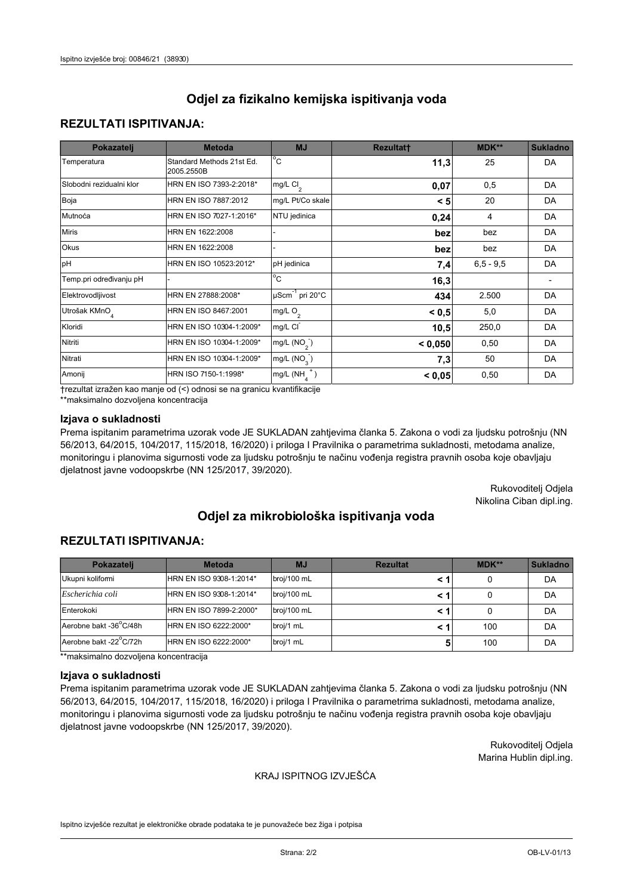# Odjel za fizikalno kemijska ispitivanja voda

## REZULTATI ISPITIVANJA:

| Pokazatelj | Metoda | MJ | Rezultat† | MDK** | Sukladno |
|---|---|---|---|---|---|
| Temperatura | Standard Methods 21st Ed. 2005.2550B | °C | **11,3** | 25 | DA |
| Slobodni rezidualni klor | HRN EN ISO 7393-2:2018* | mg/L $Cl_2$ | **0,07** | 0,5 | DA |
| Boja | HRN EN ISO 7887:2012 | mg/L Pt/Co skale | **< 5** | 20 | DA |
| Mutnoća | HRN EN ISO 7027-1:2016* | NTU jedinica | **0,24** | 4 | DA |
| Miris | HRN EN 1622:2008 | - | **bez** | bez | DA |
| Okus | HRN EN 1622:2008 | - | **bez** | bez | DA |
| pH | HRN EN ISO 10523:2012* | pH jedinica | **7,4** | 6,5 - 9,5 | DA |
| Temp.pri određivanju pH | - | °C | **16,3** | | - |
| Elektrovodljivost | HRN EN 27888:2008* | $\mu Scm^{-1}$ pri 20°C | **434** | 2.500 | DA |
| Utrošak $KMnO_4$ | HRN EN ISO 8467:2001 | mg/L $O_2$ | **< 0,5** | 5,0 | DA |
| Kloridi | HRN EN ISO 10304-1:2009* | mg/L $Cl^-$ | **10,5** | 250,0 | DA |
| Nitriti | HRN EN ISO 10304-1:2009* | mg/L $(NO_2^-)$ | **< 0,050** | 0,50 | DA |
| Nitrati | HRN EN ISO 10304-1:2009* | mg/L $(NO_3^-)$ | **7,3** | 50 | DA |
| Amonij | HRN ISO 7150-1:1998* | mg/L $(NH_4^+)$ | **< 0,05** | 0,50 | DA |

†rezultat izražen kao manje od (<) odnosi se na granicu kvantifikacije

**maksimalno dozvoljena koncentracija

### Izjava o sukladnosti

Prema ispitanim parametrima uzorak vode JE SUKLADAN zahtjevima članka 5. Zakona o vodi za ljudsku potrošnju (NN 56/2013, 64/2015, 104/2017, 115/2018, 16/2020) i priloga I Pravilnika o parametrima sukladnosti, metodama analize, monitoringu i planovima sigurnosti vode za ljudsku potrošnju te načinu vođenja registra pravnih osoba koje obavljaju djelatnost javne vodoopskrbe (NN 125/2017, 39/2020).

Rukovoditelj Odjela
Nikolina Ciban dipl.ing.

# Odjel za mikrobiološka ispitivanja voda

## REZULTATI ISPITIVANJA:

| Pokazatelj | Metoda | MJ | Rezultat | MDK** | Sukladno |
|---|---|---|---|---|---|
| Ukupni koliformi | HRN EN ISO 9308-1:2014* | broj/100 mL | **< 1** | 0 | DA |
| *Escherichia coli* | HRN EN ISO 9308-1:2014* | broj/100 mL | **< 1** | 0 | DA |
| Enterokoki | HRN EN ISO 7899-2:2000* | broj/100 mL | **< 1** | 0 | DA |
| Aerobne bakt -36°C/48h | HRN EN ISO 6222:2000* | broj/1 mL | **< 1** | 100 | DA |
| Aerobne bakt -22°C/72h | HRN EN ISO 6222:2000* | broj/1 mL | **5** | 100 | DA |

**maksimalno dozvoljena koncentracija

### Izjava o sukladnosti

Prema ispitanim parametrima uzorak vode JE SUKLADAN zahtjevima članka 5. Zakona o vodi za ljudsku potrošnju (NN 56/2013, 64/2015, 104/2017, 115/2018, 16/2020) i priloga I Pravilnika o parametrima sukladnosti, metodama analize, monitoringu i planovima sigurnosti vode za ljudsku potrošnju te načinu vođenja registra pravnih osoba koje obavljaju djelatnost javne vodoopskrbe (NN 125/2017, 39/2020).

Rukovoditelj Odjela
Marina Hublin dipl.ing.

KRAJ ISPITNOG IZVJEŠĆA

Ispitno izvješće rezultat je elektroničke obrade podataka te je punovažeće bez žiga i potpisa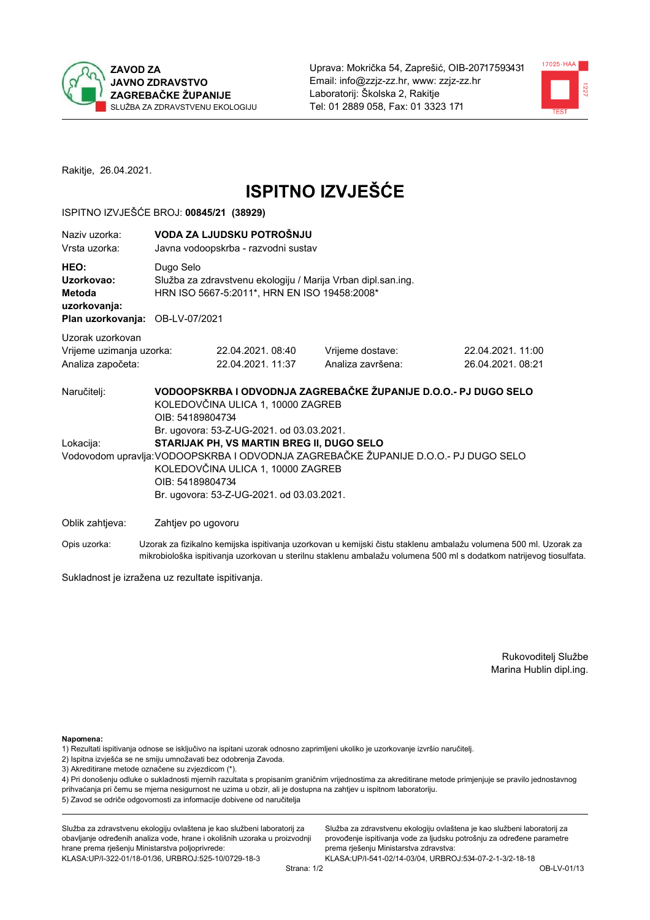**ZAVOD ZA JAVNO ZDRAVSTVO ZAGREBAČKE ŽUPANIJE**
SLUŽBA ZA ZDRAVSTVENU EKOLOGIJU

Uprava: Mokrička 54, Zaprešić, OIB-20717593431
Email: info@zzjz-zz.hr, www: zzjz-zz.hr
Laboratorij: Školska 2, Rakitje
Tel: 01 2889 058, Fax: 01 3323 171

Rakitje, 26.04.2021.

# ISPITNO IZVJEŠĆE

ISPITNO IZVJEŠĆE BROJ: **00845/21 (38929)**

| | |
|---|---|
| Naziv uzorka: | **VODA ZA LJUDSKU POTROŠNJU** |
| Vrsta uzorka: | Javna vodoopskrba - razvodni sustav |
| **HEO:** | Dugo Selo |
| **Uzorkovao:** | Služba za zdravstvenu ekologiju / Marija Vrban dipl.san.ing. |
| **Metoda uzorkovanja:** | HRN ISO 5667-5:2011*, HRN EN ISO 19458:2008* |
| **Plan uzorkovanja:** | OB-LV-07/2021 |

Uzorak uzorkovan

| | | | |
|---|---|---|---|
| Vrijeme uzimanja uzorka: | 22.04.2021. 08:40 | Vrijeme dostave: | 22.04.2021. 11:00 |
| Analiza započeta: | 22.04.2021. 11:37 | Analiza završena: | 26.04.2021. 08:21 |

Naručitelj: **VODOOPSKRBA I ODVODNJA ZAGREBAČKE ŽUPANIJE D.O.O.- PJ DUGO SELO**
KOLEDOVČINA ULICA 1, 10000 ZAGREB
OIB: 54189804734
Br. ugovora: 53-Z-UG-2021. od 03.03.2021.

Lokacija: **STARIJAK PH, VS MARTIN BREG II, DUGO SELO**

Vodovodom upravlja: VODOOPSKRBA I ODVODNJA ZAGREBAČKE ŽUPANIJE D.O.O.- PJ DUGO SELO
KOLEDOVČINA ULICA 1, 10000 ZAGREB
OIB: 54189804734
Br. ugovora: 53-Z-UG-2021. od 03.03.2021.

Oblik zahtjeva: Zahtjev po ugovoru

Opis uzorka: Uzorak za fizikalno kemijska ispitivanja uzorkovan u kemijski čistu staklenu ambalažu volumena 500 ml. Uzorak za mikrobiološka ispitivanja uzorkovan u sterilnu staklenu ambalažu volumena 500 ml s dodatkom natrijevog tiosulfata.

Sukladnost je izražena uz rezultate ispitivanja.

Rukovoditelj Službe
Marina Hublin dipl.ing.

**Napomena:**
1) Rezultati ispitivanja odnose se isključivo na ispitani uzorak odnosno zaprimljeni ukoliko je uzorkovanje izvršio naručitelj.
2) Ispitna izvješća se ne smiju umnožavati bez odobrenja Zavoda.
3) Akreditirane metode označene su zvjezdicom (*).
4) Pri donošenju odluke o sukladnosti mjernih razultata s propisanim graničnim vrijednostima za akreditirane metode primjenjuje se pravilo jednostavnog prihvaćanja pri čemu se mjerna nesigurnost ne uzima u obzir, ali je dostupna na zahtjev u ispitnom laboratoriju.
5) Zavod se odriče odgovornosti za informacije dobivene od naručitelja

Služba za zdravstvenu ekologiju ovlaštena je kao službeni laboratorij za obavljanje određenih analiza vode, hrane i okolišnih uzoraka u proizvodnji hrane prema rješenju Ministarstva poljoprivrede:
KLASA:UP/I-322-01/18-01/36, URBROJ:525-10/0729-18-3

Služba za zdravstvenu ekologiju ovlaštena je kao službeni laboratorij za provođenje ispitivanja vode za ljudsku potrošnju za određene parametre prema rješenju Ministarstva zdravstva:
KLASA:UP/I-541-02/14-03/04, URBROJ:534-07-2-1-3/2-18-18

OB-LV-01/13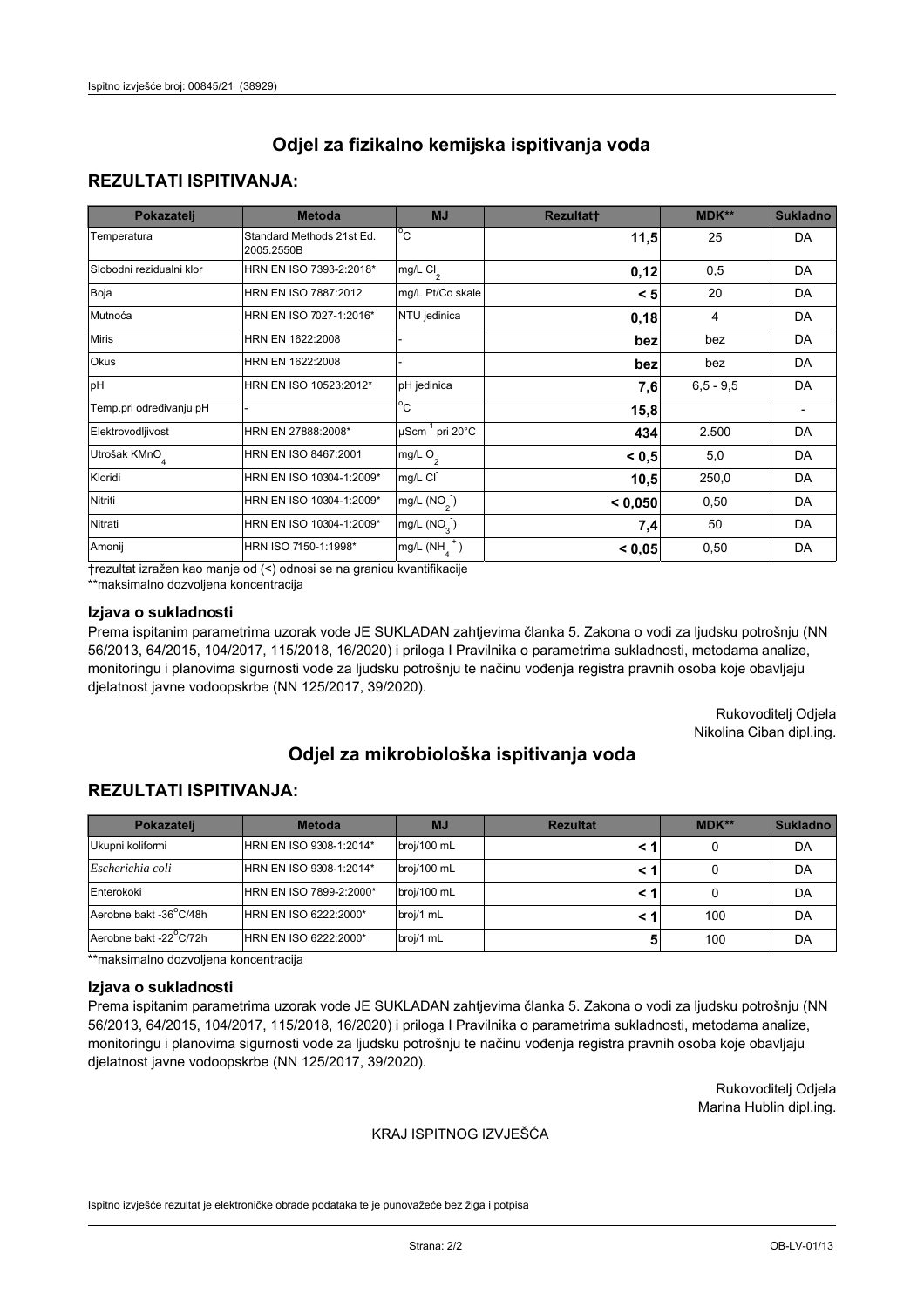## Odjel za fizikalno kemijska ispitivanja voda

### REZULTATI ISPITIVANJA:

| Pokazatelj | Metoda | MJ | Rezultat† | MDK** | Sukladno |
|---|---|---|---|---|---|
| Temperatura | Standard Methods 21st Ed. 2005.2550B | °C | **11,5** | 25 | DA |
| Slobodni rezidualni klor | HRN EN ISO 7393-2:2018* | mg/L $Cl_2$ | **0,12** | 0,5 | DA |
| Boja | HRN EN ISO 7887:2012 | mg/L Pt/Co skale | **< 5** | 20 | DA |
| Mutnoća | HRN EN ISO 7027-1:2016* | NTU jedinica | **0,18** | 4 | DA |
| Miris | HRN EN 1622:2008 | - | **bez** | bez | DA |
| Okus | HRN EN 1622:2008 | - | **bez** | bez | DA |
| pH | HRN EN ISO 10523:2012* | pH jedinica | **7,6** | 6,5 - 9,5 | DA |
| Temp.pri određivanju pH | - | °C | **15,8** | | - |
| Elektrovodljivost | HRN EN 27888:2008* | $\mu Scm^{-1}$ pri 20°C | **434** | 2.500 | DA |
| Utrošak $KMnO_4$ | HRN EN ISO 8467:2001 | mg/L $O_2$ | **< 0,5** | 5,0 | DA |
| Kloridi | HRN EN ISO 10304-1:2009* | mg/L $Cl^-$ | **10,5** | 250,0 | DA |
| Nitriti | HRN EN ISO 10304-1:2009* | mg/L ($NO_2^-$) | **< 0,050** | 0,50 | DA |
| Nitrati | HRN EN ISO 10304-1:2009* | mg/L ($NO_3^-$) | **7,4** | 50 | DA |
| Amonij | HRN ISO 7150-1:1998* | mg/L ($NH_4^+$) | **< 0,05** | 0,50 | DA |

†rezultat izražen kao manje od (<) odnosi se na granicu kvantifikacije

**maksimalno dozvoljena koncentracija

### Izjava o sukladnosti

Prema ispitanim parametrima uzorak vode JE SUKLADAN zahtjevima članka 5. Zakona o vodi za ljudsku potrošnju (NN 56/2013, 64/2015, 104/2017, 115/2018, 16/2020) i priloga I Pravilnika o parametrima sukladnosti, metodama analize, monitoringu i planovima sigurnosti vode za ljudsku potrošnju te načinu vođenja registra pravnih osoba koje obavljaju djelatnost javne vodoopskrbe (NN 125/2017, 39/2020).

Rukovoditelj Odjela
Nikolina Ciban dipl.ing.

## Odjel za mikrobiološka ispitivanja voda

### REZULTATI ISPITIVANJA:

| Pokazatelj | Metoda | MJ | Rezultat | MDK** | Sukladno |
|---|---|---|---|---|---|
| Ukupni koliformi | HRN EN ISO 9308-1:2014* | broj/100 mL | **< 1** | 0 | DA |
| *Escherichia coli* | HRN EN ISO 9308-1:2014* | broj/100 mL | **< 1** | 0 | DA |
| Enterokoki | HRN EN ISO 7899-2:2000* | broj/100 mL | **< 1** | 0 | DA |
| Aerobne bakt -36°C/48h | HRN EN ISO 6222:2000* | broj/1 mL | **< 1** | 100 | DA |
| Aerobne bakt -22°C/72h | HRN EN ISO 6222:2000* | broj/1 mL | **5** | 100 | DA |

**maksimalno dozvoljena koncentracija

### Izjava o sukladnosti

Prema ispitanim parametrima uzorak vode JE SUKLADAN zahtjevima članka 5. Zakona o vodi za ljudsku potrošnju (NN 56/2013, 64/2015, 104/2017, 115/2018, 16/2020) i priloga I Pravilnika o parametrima sukladnosti, metodama analize, monitoringu i planovima sigurnosti vode za ljudsku potrošnju te načinu vođenja registra pravnih osoba koje obavljaju djelatnost javne vodoopskrbe (NN 125/2017, 39/2020).

Rukovoditelj Odjela
Marina Hublin dipl.ing.

KRAJ ISPITNOG IZVJEŠĆA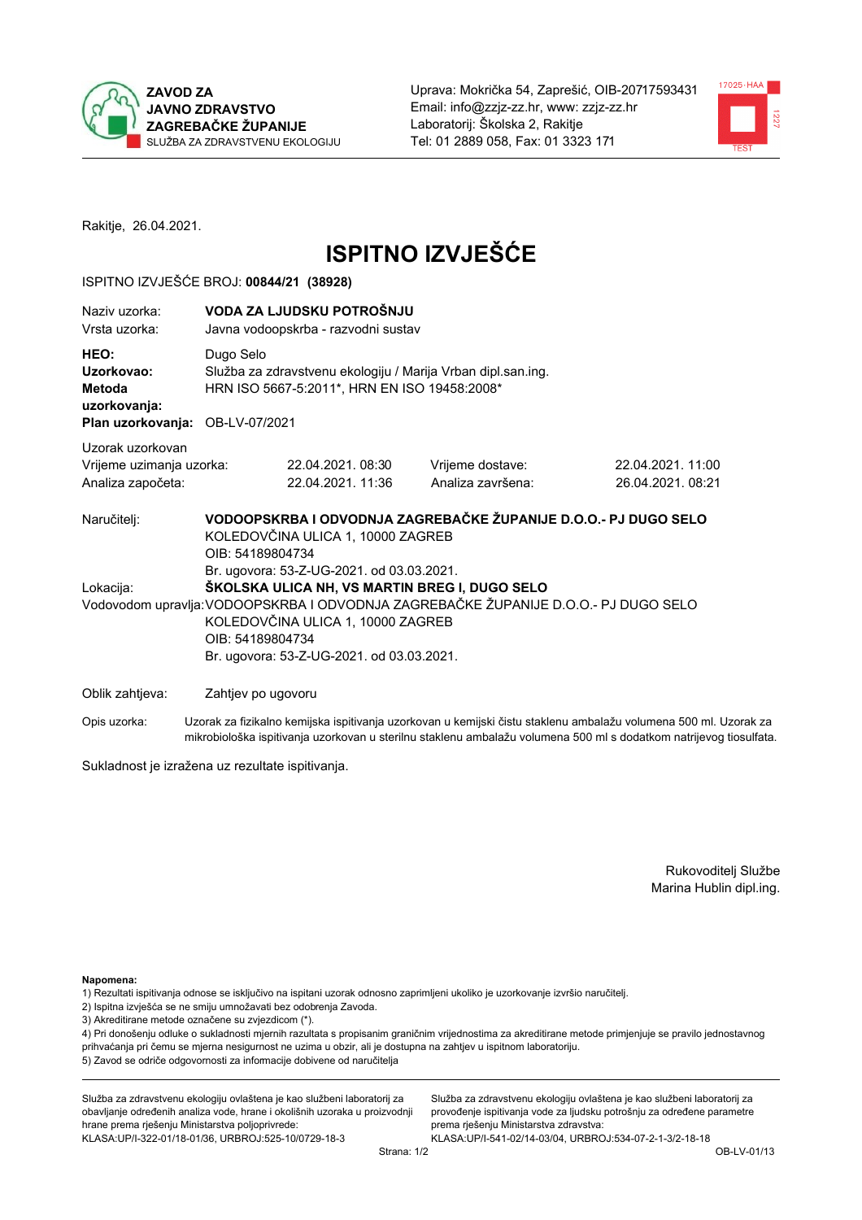**ZAVOD ZA JAVNO ZDRAVSTVO ZAGREBAČKE ŽUPANIJE**
SLUŽBA ZA ZDRAVSTVENU EKOLOGIJU

Uprava: Mokrička 54, Zaprešić, OIB-20717593431
Email: info@zzjz-zz.hr, www: zzjz-zz.hr
Laboratorij: Školska 2, Rakitje
Tel: 01 2889 058, Fax: 01 3323 171

Rakitje, 26.04.2021.

# ISPITNO IZVJEŠĆE

ISPITNO IZVJEŠĆE BROJ: **00844/21 (38928)**

| | |
|---|---|
| Naziv uzorka: | **VODA ZA LJUDSKU POTROŠNJU** |
| Vrsta uzorka: | Javna vodoopskrba - razvodni sustav |
| **HEO:** | Dugo Selo |
| **Uzorkovao:** | Služba za zdravstvenu ekologiju / Marija Vrban dipl.san.ing. |
| **Metoda uzorkovanja:** | HRN ISO 5667-5:2011*, HRN EN ISO 19458:2008* |
| **Plan uzorkovanja:** | OB-LV-07/2021 |

Uzorak uzorkovan

| | | | |
|---|---|---|---|
| Vrijeme uzimanja uzorka: | 22.04.2021. 08:30 | Vrijeme dostave: | 22.04.2021. 11:00 |
| Analiza započeta: | 22.04.2021. 11:36 | Analiza završena: | 26.04.2021. 08:21 |

Naručitelj: **VODOOPSKRBA I ODVODNJA ZAGREBAČKE ŽUPANIJE D.O.O.- PJ DUGO SELO**
KOLEDOVČINA ULICA 1, 10000 ZAGREB
OIB: 54189804734
Br. ugovora: 53-Z-UG-2021. od 03.03.2021.

Lokacija: **ŠKOLSKA ULICA NH, VS MARTIN BREG I, DUGO SELO**

Vodovodom upravlja: VODOOPSKRBA I ODVODNJA ZAGREBAČKE ŽUPANIJE D.O.O.- PJ DUGO SELO
KOLEDOVČINA ULICA 1, 10000 ZAGREB
OIB: 54189804734
Br. ugovora: 53-Z-UG-2021. od 03.03.2021.

Oblik zahtjeva: Zahtjev po ugovoru

Opis uzorka: Uzorak za fizikalno kemijska ispitivanja uzorkovan u kemijski čistu staklenu ambalažu volumena 500 ml. Uzorak za mikrobiološka ispitivanja uzorkovan u sterilnu staklenu ambalažu volumena 500 ml s dodatkom natrijevog tiosulfata.

Sukladnost je izražena uz rezultate ispitivanja.

Rukovoditelj Službe
Marina Hublin dipl.ing.

**Napomena:**
1) Rezultati ispitivanja odnose se isključivo na ispitani uzorak odnosno zaprimljeni ukoliko je uzorkovanje izvršio naručitelj.
2) Ispitna izvješća se ne smiju umnožavati bez odobrenja Zavoda.
3) Akreditirane metode označene su zvjezdicom (*).
4) Pri donošenju odluke o sukladnosti mjernih razultata s propisanim graničnim vrijednostima za akreditirane metode primjenjuje se pravilo jednostavnog prihvaćanja pri čemu se mjerna nesigurnost ne uzima u obzir, ali je dostupna na zahtjev u ispitnom laboratoriju.
5) Zavod se odriče odgovornosti za informacije dobivene od naručitelja

Služba za zdravstvenu ekologiju ovlaštena je kao službeni laboratorij za obavljanje određenih analiza vode, hrane i okolišnih uzoraka u proizvodnji hrane prema rješenju Ministarstva poljoprivrede:
KLASA:UP/I-322-01/18-01/36, URBROJ:525-10/0729-18-3

Služba za zdravstvenu ekologiju ovlaštena je kao službeni laboratorij za provođenje ispitivanja vode za ljudsku potrošnju za određene parametre prema rješenju Ministarstva zdravstva:
KLASA:UP/I-541-02/14-03/04, URBROJ:534-07-2-1-3/2-18-18

OB-LV-01/13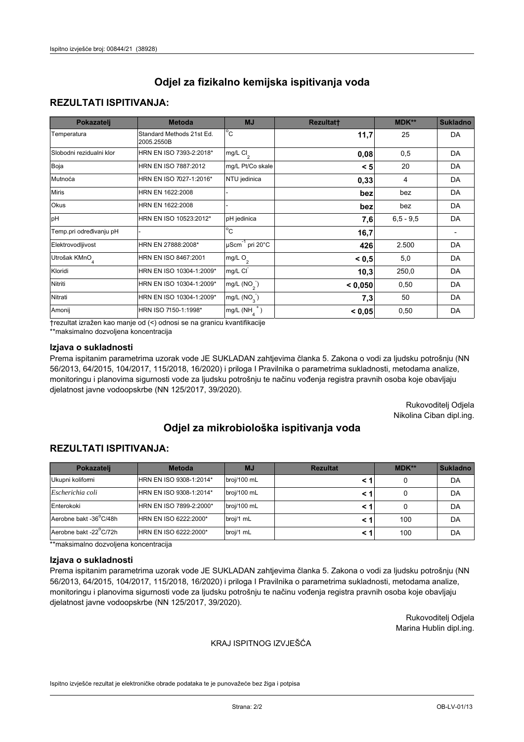# Odjel za fizikalno kemijska ispitivanja voda

## REZULTATI ISPITIVANJA:

| Pokazatelj | Metoda | MJ | Rezultat† | MDK** | Sukladno |
|---|---|---|---|---|---|
| Temperatura | Standard Methods 21st Ed. 2005.2550B | °C | **11,7** | 25 | DA |
| Slobodni rezidualni klor | HRN EN ISO 7393-2:2018* | mg/L $Cl_2$ | **0,08** | 0,5 | DA |
| Boja | HRN EN ISO 7887:2012 | mg/L Pt/Co skale | **< 5** | 20 | DA |
| Mutnoća | HRN EN ISO 7027-1:2016* | NTU jedinica | **0,33** | 4 | DA |
| Miris | HRN EN 1622:2008 | - | **bez** | bez | DA |
| Okus | HRN EN 1622:2008 | - | **bez** | bez | DA |
| pH | HRN EN ISO 10523:2012* | pH jedinica | **7,6** | 6,5 - 9,5 | DA |
| Temp.pri određivanju pH | - | °C | **16,7** | | - |
| Elektrovodljivost | HRN EN 27888:2008* | $\mu Scm^{-1}$ pri 20°C | **426** | 2.500 | DA |
| Utrošak $KMnO_4$ | HRN EN ISO 8467:2001 | mg/L $O_2$ | **< 0,5** | 5,0 | DA |
| Kloridi | HRN EN ISO 10304-1:2009* | mg/L $Cl^-$ | **10,3** | 250,0 | DA |
| Nitriti | HRN EN ISO 10304-1:2009* | mg/L $(NO_2^-)$ | **< 0,050** | 0,50 | DA |
| Nitrati | HRN EN ISO 10304-1:2009* | mg/L $(NO_3^-)$ | **7,3** | 50 | DA |
| Amonij | HRN ISO 7150-1:1998* | mg/L $(NH_4^+)$ | **< 0,05** | 0,50 | DA |

†rezultat izražen kao manje od (<) odnosi se na granicu kvantifikacije
**maksimalno dozvoljena koncentracija

### Izjava o sukladnosti

Prema ispitanim parametrima uzorak vode JE SUKLADAN zahtjevima članka 5. Zakona o vodi za ljudsku potrošnju (NN 56/2013, 64/2015, 104/2017, 115/2018, 16/2020) i priloga I Pravilnika o parametrima sukladnosti, metodama analize, monitoringu i planovima sigurnosti vode za ljudsku potrošnju te načinu vođenja registra pravnih osoba koje obavljaju djelatnost javne vodoopskrbe (NN 125/2017, 39/2020).

Rukovoditelj Odjela
Nikolina Ciban dipl.ing.

# Odjel za mikrobiološka ispitivanja voda

## REZULTATI ISPITIVANJA:

| Pokazatelj | Metoda | MJ | Rezultat | MDK** | Sukladno |
|---|---|---|---|---|---|
| Ukupni koliformi | HRN EN ISO 9308-1:2014* | broj/100 mL | **< 1** | 0 | DA |
| *Escherichia coli* | HRN EN ISO 9308-1:2014* | broj/100 mL | **< 1** | 0 | DA |
| Enterokoki | HRN EN ISO 7899-2:2000* | broj/100 mL | **< 1** | 0 | DA |
| Aerobne bakt -36°C/48h | HRN EN ISO 6222:2000* | broj/1 mL | **< 1** | 100 | DA |
| Aerobne bakt -22°C/72h | HRN EN ISO 6222:2000* | broj/1 mL | **< 1** | 100 | DA |

**maksimalno dozvoljena koncentracija

### Izjava o sukladnosti

Prema ispitanim parametrima uzorak vode JE SUKLADAN zahtjevima članka 5. Zakona o vodi za ljudsku potrošnju (NN 56/2013, 64/2015, 104/2017, 115/2018, 16/2020) i priloga I Pravilnika o parametrima sukladnosti, metodama analize, monitoringu i planovima sigurnosti vode za ljudsku potrošnju te načinu vođenja registra pravnih osoba koje obavljaju djelatnost javne vodoopskrbe (NN 125/2017, 39/2020).

Rukovoditelj Odjela
Marina Hublin dipl.ing.

KRAJ ISPITNOG IZVJEŠĆA

Ispitno izvješće rezultat je elektroničke obrade podataka te je punovažeće bez žiga i potpisa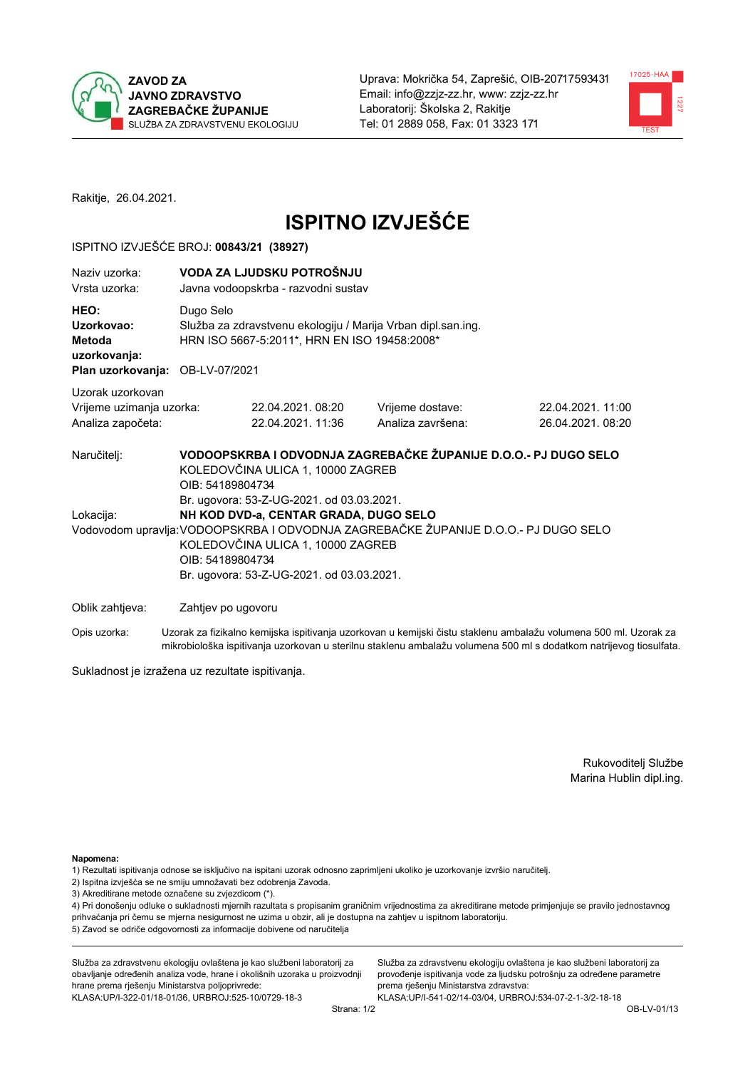**ZAVOD ZA JAVNO ZDRAVSTVO ZAGREBAČKE ŽUPANIJE**
SLUŽBA ZA ZDRAVSTVENU EKOLOGIJU

Uprava: Mokrička 54, Zaprešić, OIB-20717593431
Email: info@zzjz-zz.hr, www: zzjz-zz.hr
Laboratorij: Školska 2, Rakitje
Tel: 01 2889 058, Fax: 01 3323 171

Rakitje, 26.04.2021.

# ISPITNO IZVJEŠĆE

ISPITNO IZVJEŠĆE BROJ: **00843/21 (38927)**

| | |
|---|---|
| Naziv uzorka: | **VODA ZA LJUDSKU POTROŠNJU** |
| Vrsta uzorka: | Javna vodoopskrba - razvodni sustav |
| **HEO:** | Dugo Selo |
| **Uzorkovao:** | Služba za zdravstvenu ekologiju / Marija Vrban dipl.san.ing. |
| **Metoda uzorkovanja:** | HRN ISO 5667-5:2011*, HRN EN ISO 19458:2008* |
| **Plan uzorkovanja:** | OB-LV-07/2021 |

Uzorak uzorkovan

| | | | |
|---|---|---|---|
| Vrijeme uzimanja uzorka: | 22.04.2021. 08:20 | Vrijeme dostave: | 22.04.2021. 11:00 |
| Analiza započeta: | 22.04.2021. 11:36 | Analiza završena: | 26.04.2021. 08:20 |

Naručitelj: **VODOOPSKRBA I ODVODNJA ZAGREBAČKE ŽUPANIJE D.O.O.- PJ DUGO SELO**
KOLEDOVČINA ULICA 1, 10000 ZAGREB
OIB: 54189804734
Br. ugovora: 53-Z-UG-2021. od 03.03.2021.

Lokacija: **NH KOD DVD-a, CENTAR GRADA, DUGO SELO**

Vodovodom upravlja: VODOOPSKRBA I ODVODNJA ZAGREBAČKE ŽUPANIJE D.O.O.- PJ DUGO SELO
KOLEDOVČINA ULICA 1, 10000 ZAGREB
OIB: 54189804734
Br. ugovora: 53-Z-UG-2021. od 03.03.2021.

Oblik zahtjeva: Zahtjev po ugovoru

Opis uzorka: Uzorak za fizikalno kemijska ispitivanja uzorkovan u kemijski čistu staklenu ambalažu volumena 500 ml. Uzorak za mikrobiološka ispitivanja uzorkovan u sterilnu staklenu ambalažu volumena 500 ml s dodatkom natrijevog tiosulfata.

Sukladnost je izražena uz rezultate ispitivanja.

Rukovoditelj Službe
Marina Hublin dipl.ing.

**Napomena:**
1) Rezultati ispitivanja odnose se isključivo na ispitani uzorak odnosno zaprimljeni ukoliko je uzorkovanje izvršio naručitelj.
2) Ispitna izvješća se ne smiju umnožavati bez odobrenja Zavoda.
3) Akreditirane metode označene su zvjezdicom (*).
4) Pri donošenju odluke o sukladnosti mjernih razultata s propisanim graničnim vrijednostima za akreditirane metode primjenjuje se pravilo jednostavnog prihvaćanja pri čemu se mjerna nesigurnost ne uzima u obzir, ali je dostupna na zahtjev u ispitnom laboratoriju.
5) Zavod se odriče odgovornosti za informacije dobivene od naručitelja

Služba za zdravstvenu ekologiju ovlaštena je kao službeni laboratorij za obavljanje određenih analiza vode, hrane i okolišnih uzoraka u proizvodnji hrane prema rješenju Ministarstva poljoprivrede:
KLASA:UP/I-322-01/18-01/36, URBROJ:525-10/0729-18-3

Služba za zdravstvenu ekologiju ovlaštena je kao službeni laboratorij za provođenje ispitivanja vode za ljudsku potrošnju za određene parametre prema rješenju Ministarstva zdravstva:
KLASA:UP/I-541-02/14-03/04, URBROJ:534-07-2-1-3/2-18-18

OB-LV-01/13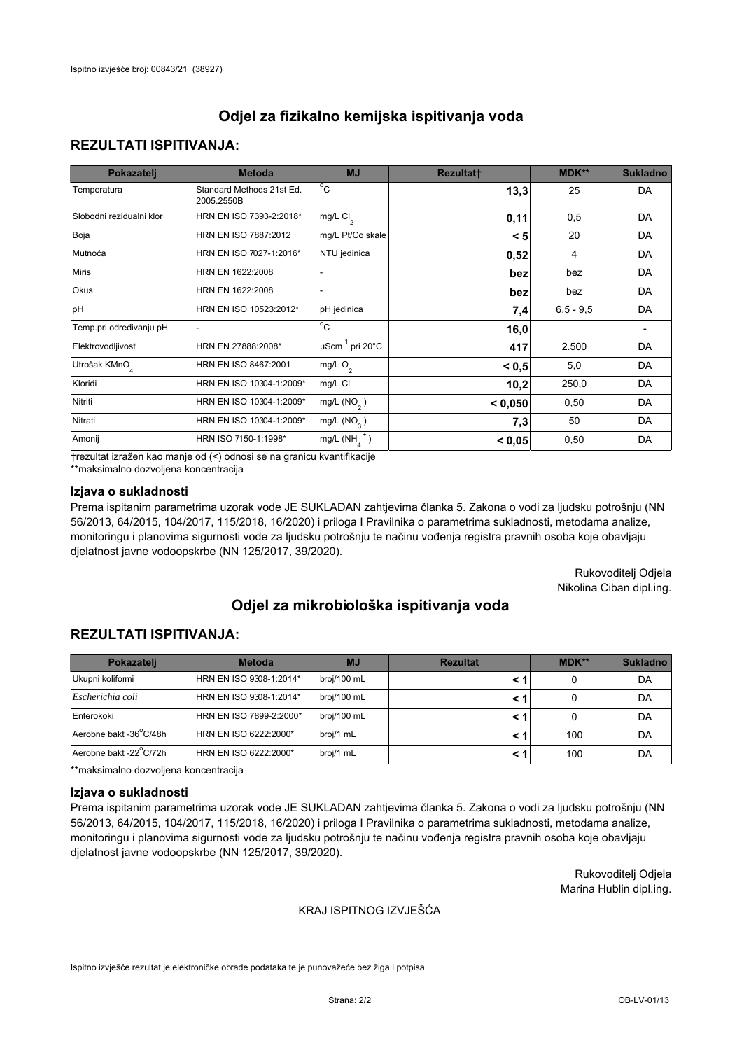# Odjel za fizikalno kemijska ispitivanja voda

## REZULTATI ISPITIVANJA:

| Pokazatelj | Metoda | MJ | Rezultat† | MDK** | Sukladno |
|---|---|---|---|---|---|
| Temperatura | Standard Methods 21st Ed. 2005.2550B | °C | **13,3** | 25 | DA |
| Slobodni rezidualni klor | HRN EN ISO 7393-2:2018* | mg/L $Cl_2$ | **0,11** | 0,5 | DA |
| Boja | HRN EN ISO 7887:2012 | mg/L Pt/Co skale | **< 5** | 20 | DA |
| Mutnoća | HRN EN ISO 7027-1:2016* | NTU jedinica | **0,52** | 4 | DA |
| Miris | HRN EN 1622:2008 | - | **bez** | bez | DA |
| Okus | HRN EN 1622:2008 | - | **bez** | bez | DA |
| pH | HRN EN ISO 10523:2012* | pH jedinica | **7,4** | 6,5 - 9,5 | DA |
| Temp.pri određivanju pH | - | °C | **16,0** | | - |
| Elektrovodljivost | HRN EN 27888:2008* | $\mu Scm^{-1}$ pri 20°C | **417** | 2.500 | DA |
| Utrošak $KMnO_4$ | HRN EN ISO 8467:2001 | mg/L $O_2$ | **< 0,5** | 5,0 | DA |
| Kloridi | HRN EN ISO 10304-1:2009* | mg/L $Cl^-$ | **10,2** | 250,0 | DA |
| Nitriti | HRN EN ISO 10304-1:2009* | mg/L $(NO_2^-)$ | **< 0,050** | 0,50 | DA |
| Nitrati | HRN EN ISO 10304-1:2009* | mg/L $(NO_3^-)$ | **7,3** | 50 | DA |
| Amonij | HRN ISO 7150-1:1998* | mg/L $(NH_4^+)$ | **< 0,05** | 0,50 | DA |

†rezultat izražen kao manje od (<) odnosi se na granicu kvantifikacije
**maksimalno dozvoljena koncentracija

### Izjava o sukladnosti

Prema ispitanim parametrima uzorak vode JE SUKLADAN zahtjevima članka 5. Zakona o vodi za ljudsku potrošnju (NN 56/2013, 64/2015, 104/2017, 115/2018, 16/2020) i priloga I Pravilnika o parametrima sukladnosti, metodama analize, monitoringu i planovima sigurnosti vode za ljudsku potrošnju te načinu vođenja registra pravnih osoba koje obavljaju djelatnost javne vodoopskrbe (NN 125/2017, 39/2020).

Rukovoditelj Odjela
Nikolina Ciban dipl.ing.

# Odjel za mikrobiološka ispitivanja voda

## REZULTATI ISPITIVANJA:

| Pokazatelj | Metoda | MJ | Rezultat | MDK** | Sukladno |
|---|---|---|---|---|---|
| Ukupni koliformi | HRN EN ISO 9308-1:2014* | broj/100 mL | **< 1** | 0 | DA |
| *Escherichia coli* | HRN EN ISO 9308-1:2014* | broj/100 mL | **< 1** | 0 | DA |
| Enterokoki | HRN EN ISO 7899-2:2000* | broj/100 mL | **< 1** | 0 | DA |
| Aerobne bakt -36°C/48h | HRN EN ISO 6222:2000* | broj/1 mL | **< 1** | 100 | DA |
| Aerobne bakt -22°C/72h | HRN EN ISO 6222:2000* | broj/1 mL | **< 1** | 100 | DA |

**maksimalno dozvoljena koncentracija

### Izjava o sukladnosti

Prema ispitanim parametrima uzorak vode JE SUKLADAN zahtjevima članka 5. Zakona o vodi za ljudsku potrošnju (NN 56/2013, 64/2015, 104/2017, 115/2018, 16/2020) i priloga I Pravilnika o parametrima sukladnosti, metodama analize, monitoringu i planovima sigurnosti vode za ljudsku potrošnju te načinu vođenja registra pravnih osoba koje obavljaju djelatnost javne vodoopskrbe (NN 125/2017, 39/2020).

Rukovoditelj Odjela
Marina Hublin dipl.ing.

KRAJ ISPITNOG IZVJEŠĆA

Ispitno izvješće rezultat je elektroničke obrade podataka te je punovažeće bez žiga i potpisa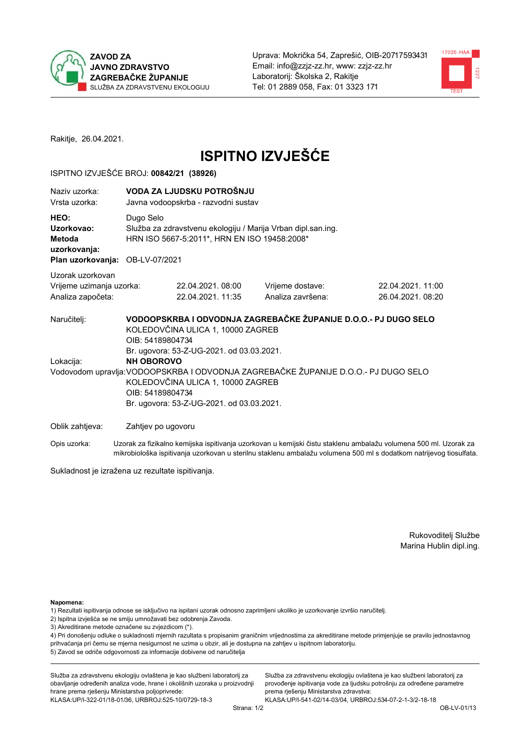**ZAVOD ZA JAVNO ZDRAVSTVO ZAGREBAČKE ŽUPANIJE**
SLUŽBA ZA ZDRAVSTVENU EKOLOGIJU

Uprava: Mokrička 54, Zaprešić, OIB-20717593431
Email: info@zzjz-zz.hr, www: zzjz-zz.hr
Laboratorij: Školska 2, Rakitje
Tel: 01 2889 058, Fax: 01 3323 171

Rakitje, 26.04.2021.

# ISPITNO IZVJEŠĆE

ISPITNO IZVJEŠĆE BROJ: **00842/21 (38926)**

| | |
|---|---|
| Naziv uzorka: | **VODA ZA LJUDSKU POTROŠNJU** |
| Vrsta uzorka: | Javna vodoopskrba - razvodni sustav |
| **HEO:** | Dugo Selo |
| **Uzorkovao:** | Služba za zdravstvenu ekologiju / Marija Vrban dipl.san.ing. |
| **Metoda uzorkovanja:** | HRN ISO 5667-5:2011*, HRN EN ISO 19458:2008* |
| **Plan uzorkovanja:** | OB-LV-07/2021 |

Uzorak uzorkovan

| | | | |
|---|---|---|---|
| Vrijeme uzimanja uzorka: | 22.04.2021. 08:00 | Vrijeme dostave: | 22.04.2021. 11:00 |
| Analiza započeta: | 22.04.2021. 11:35 | Analiza završena: | 26.04.2021. 08:20 |

Naručitelj: **VODOOPSKRBA I ODVODNJA ZAGREBAČKE ŽUPANIJE D.O.O.- PJ DUGO SELO**
KOLEDOVČINA ULICA 1, 10000 ZAGREB
OIB: 54189804734
Br. ugovora: 53-Z-UG-2021. od 03.03.2021.

Lokacija: **NH OBOROVO**

Vodovodom upravlja: VODOOPSKRBA I ODVODNJA ZAGREBAČKE ŽUPANIJE D.O.O.- PJ DUGO SELO
KOLEDOVČINA ULICA 1, 10000 ZAGREB
OIB: 54189804734
Br. ugovora: 53-Z-UG-2021. od 03.03.2021.

Oblik zahtjeva: Zahtjev po ugovoru

Opis uzorka: Uzorak za fizikalno kemijska ispitivanja uzorkovan u kemijski čistu staklenu ambalažu volumena 500 ml. Uzorak za mikrobiološka ispitivanja uzorkovan u sterilnu staklenu ambalažu volumena 500 ml s dodatkom natrijevog tiosulfata.

Sukladnost je izražena uz rezultate ispitivanja.

Rukovoditelj Službe
Marina Hublin dipl.ing.

**Napomena:**
1) Rezultati ispitivanja odnose se isključivo na ispitani uzorak odnosno zaprimljeni ukoliko je uzorkovanje izvršio naručitelj.
2) Ispitna izvješća se ne smiju umnožavati bez odobrenja Zavoda.
3) Akreditirane metode označene su zvjezdicom (*).
4) Pri donošenju odluke o sukladnosti mjernih razultata s propisanim graničnim vrijednostima za akreditirane metode primjenjuje se pravilo jednostavnog prihvaćanja pri čemu se mjerna nesigurnost ne uzima u obzir, ali je dostupna na zahtjev u ispitnom laboratoriju.
5) Zavod se odriče odgovornosti za informacije dobivene od naručitelja

Služba za zdravstvenu ekologiju ovlaštena je kao službeni laboratorij za obavljanje određenih analiza vode, hrane i okolišnih uzoraka u proizvodnji hrane prema rješenju Ministarstva poljoprivrede:
KLASA:UP/I-322-01/18-01/36, URBROJ:525-10/0729-18-3

Služba za zdravstvenu ekologiju ovlaštena je kao službeni laboratorij za provođenje ispitivanja vode za ljudsku potrošnju za određene parametre prema rješenju Ministarstva zdravstva:
KLASA:UP/I-541-02/14-03/04, URBROJ:534-07-2-1-3/2-18-18

OB-LV-01/13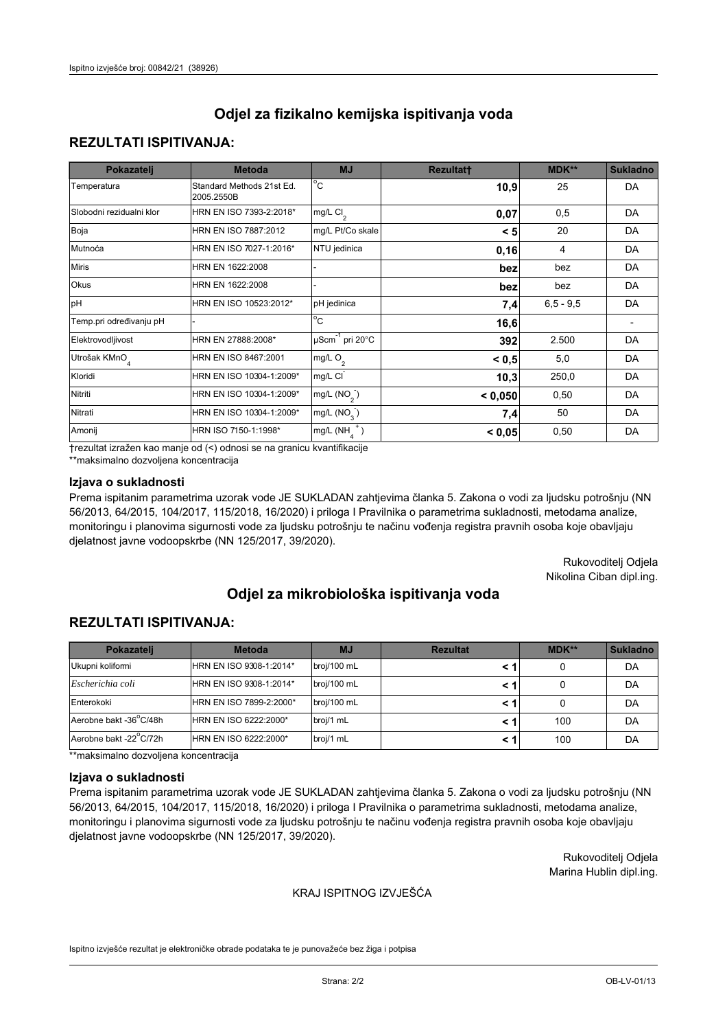# Odjel za fizikalno kemijska ispitivanja voda

## REZULTATI ISPITIVANJA:

| Pokazatelj | Metoda | MJ | Rezultat† | MDK** | Sukladno |
|---|---|---|---|---|---|
| Temperatura | Standard Methods 21st Ed. 2005.2550B | °C | **10,9** | 25 | DA |
| Slobodni rezidualni klor | HRN EN ISO 7393-2:2018* | mg/L $Cl_2$ | **0,07** | 0,5 | DA |
| Boja | HRN EN ISO 7887:2012 | mg/L Pt/Co skale | **< 5** | 20 | DA |
| Mutnoća | HRN EN ISO 7027-1:2016* | NTU jedinica | **0,16** | 4 | DA |
| Miris | HRN EN 1622:2008 | - | **bez** | bez | DA |
| Okus | HRN EN 1622:2008 | - | **bez** | bez | DA |
| pH | HRN EN ISO 10523:2012* | pH jedinica | **7,4** | 6,5 - 9,5 | DA |
| Temp.pri određivanju pH | - | °C | **16,6** | | - |
| Elektrovodljivost | HRN EN 27888:2008* | $\mu Scm^{-1}$ pri 20°C | **392** | 2.500 | DA |
| Utrošak $KMnO_4$ | HRN EN ISO 8467:2001 | mg/L $O_2$ | **< 0,5** | 5,0 | DA |
| Kloridi | HRN EN ISO 10304-1:2009* | mg/L $Cl^-$ | **10,3** | 250,0 | DA |
| Nitriti | HRN EN ISO 10304-1:2009* | mg/L ($NO_2^-$) | **< 0,050** | 0,50 | DA |
| Nitrati | HRN EN ISO 10304-1:2009* | mg/L ($NO_3^-$) | **7,4** | 50 | DA |
| Amonij | HRN ISO 7150-1:1998* | mg/L ($NH_4^+$) | **< 0,05** | 0,50 | DA |

†rezultat izražen kao manje od (<) odnosi se na granicu kvantifikacije
**maksimalno dozvoljena koncentracija

### Izjava o sukladnosti

Prema ispitanim parametrima uzorak vode JE SUKLADAN zahtjevima članka 5. Zakona o vodi za ljudsku potrošnju (NN 56/2013, 64/2015, 104/2017, 115/2018, 16/2020) i priloga I Pravilnika o parametrima sukladnosti, metodama analize, monitoringu i planovima sigurnosti vode za ljudsku potrošnju te načinu vođenja registra pravnih osoba koje obavljaju djelatnost javne vodoopskrbe (NN 125/2017, 39/2020).

Rukovoditelj Odjela
Nikolina Ciban dipl.ing.

# Odjel za mikrobiološka ispitivanja voda

## REZULTATI ISPITIVANJA:

| Pokazatelj | Metoda | MJ | Rezultat | MDK** | Sukladno |
|---|---|---|---|---|---|
| Ukupni koliformi | HRN EN ISO 9308-1:2014* | broj/100 mL | **< 1** | 0 | DA |
| *Escherichia coli* | HRN EN ISO 9308-1:2014* | broj/100 mL | **< 1** | 0 | DA |
| Enterokoki | HRN EN ISO 7899-2:2000* | broj/100 mL | **< 1** | 0 | DA |
| Aerobne bakt -36°C/48h | HRN EN ISO 6222:2000* | broj/1 mL | **< 1** | 100 | DA |
| Aerobne bakt -22°C/72h | HRN EN ISO 6222:2000* | broj/1 mL | **< 1** | 100 | DA |

**maksimalno dozvoljena koncentracija

### Izjava o sukladnosti

Prema ispitanim parametrima uzorak vode JE SUKLADAN zahtjevima članka 5. Zakona o vodi za ljudsku potrošnju (NN 56/2013, 64/2015, 104/2017, 115/2018, 16/2020) i priloga I Pravilnika o parametrima sukladnosti, metodama analize, monitoringu i planovima sigurnosti vode za ljudsku potrošnju te načinu vođenja registra pravnih osoba koje obavljaju djelatnost javne vodoopskrbe (NN 125/2017, 39/2020).

Rukovoditelj Odjela
Marina Hublin dipl.ing.

KRAJ ISPITNOG IZVJEŠĆA

Ispitno izvješće rezultat je elektroničke obrade podataka te je punovažeće bez žiga i potpisa